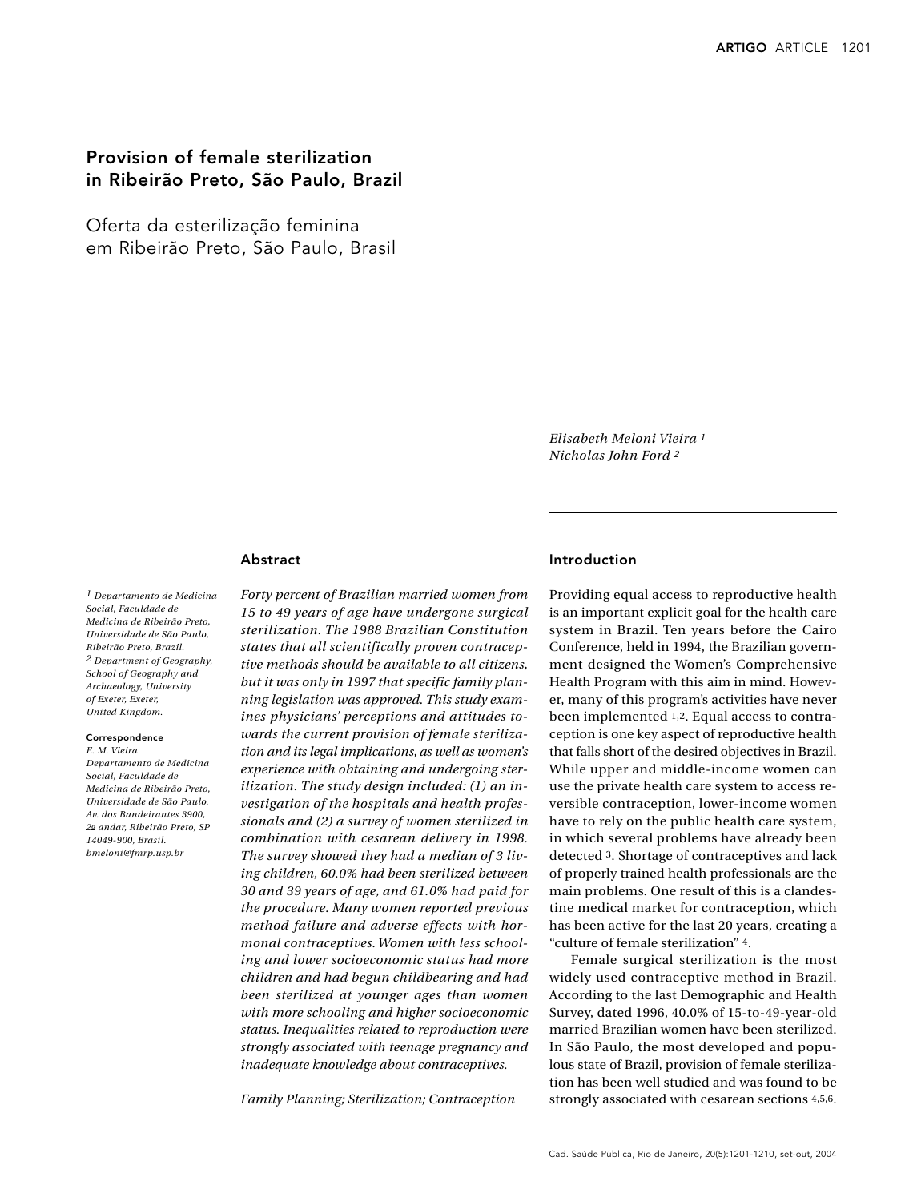# Provision of female sterilization in Ribeirão Preto, São Paulo, Brazil

# Oferta da esterilização feminina em Ribeirão Preto, São Paulo, Brasil

*Elisabeth Meloni Vieira* [1]
*Nicholas John Ford* [2]

[1] *Departamento de Medicina Social, Faculdade de Medicina de Ribeirão Preto, Universidade de São Paulo, Ribeirão Preto, Brazil.*
[2] *Department of Geography, School of Geography and Archaeology, University of Exeter, Exeter, United Kingdom.*

**Correspondence**
*E. M. Vieira*
*Departamento de Medicina Social, Faculdade de Medicina de Ribeirão Preto, Universidade de São Paulo.*
*Av. dos Bandeirantes 3900, 2º andar, Ribeirão Preto, SP 14049-900, Brasil.*
*bmeloni@fmrp.usp.br*

## Abstract

*Forty percent of Brazilian married women from 15 to 49 years of age have undergone surgical sterilization. The 1988 Brazilian Constitution states that all scientifically proven contraceptive methods should be available to all citizens, but it was only in 1997 that specific family planning legislation was approved. This study examines physicians' perceptions and attitudes towards the current provision of female sterilization and its legal implications, as well as women's experience with obtaining and undergoing sterilization. The study design included: (1) an investigation of the hospitals and health professionals and (2) a survey of women sterilized in combination with cesarean delivery in 1998. The survey showed they had a median of 3 living children, 60.0% had been sterilized between 30 and 39 years of age, and 61.0% had paid for the procedure. Many women reported previous method failure and adverse effects with hormonal contraceptives. Women with less schooling and lower socioeconomic status had more children and had begun childbearing and had been sterilized at younger ages than women with more schooling and higher socioeconomic status. Inequalities related to reproduction were strongly associated with teenage pregnancy and inadequate knowledge about contraceptives.*

*Family Planning; Sterilization; Contraception*

## Introduction

Providing equal access to reproductive health is an important explicit goal for the health care system in Brazil. Ten years before the Cairo Conference, held in 1994, the Brazilian government designed the Women's Comprehensive Health Program with this aim in mind. However, many of this program's activities have never been implemented [1,2]. Equal access to contraception is one key aspect of reproductive health that falls short of the desired objectives in Brazil. While upper and middle-income women can use the private health care system to access reversible contraception, lower-income women have to rely on the public health care system, in which several problems have already been detected [3]. Shortage of contraceptives and lack of properly trained health professionals are the main problems. One result of this is a clandestine medical market for contraception, which has been active for the last 20 years, creating a "culture of female sterilization" [4].

Female surgical sterilization is the most widely used contraceptive method in Brazil. According to the last Demographic and Health Survey, dated 1996, 40.0% of 15-to-49-year-old married Brazilian women have been sterilized. In São Paulo, the most developed and populous state of Brazil, provision of female sterilization has been well studied and was found to be strongly associated with cesarean sections [4,5,6].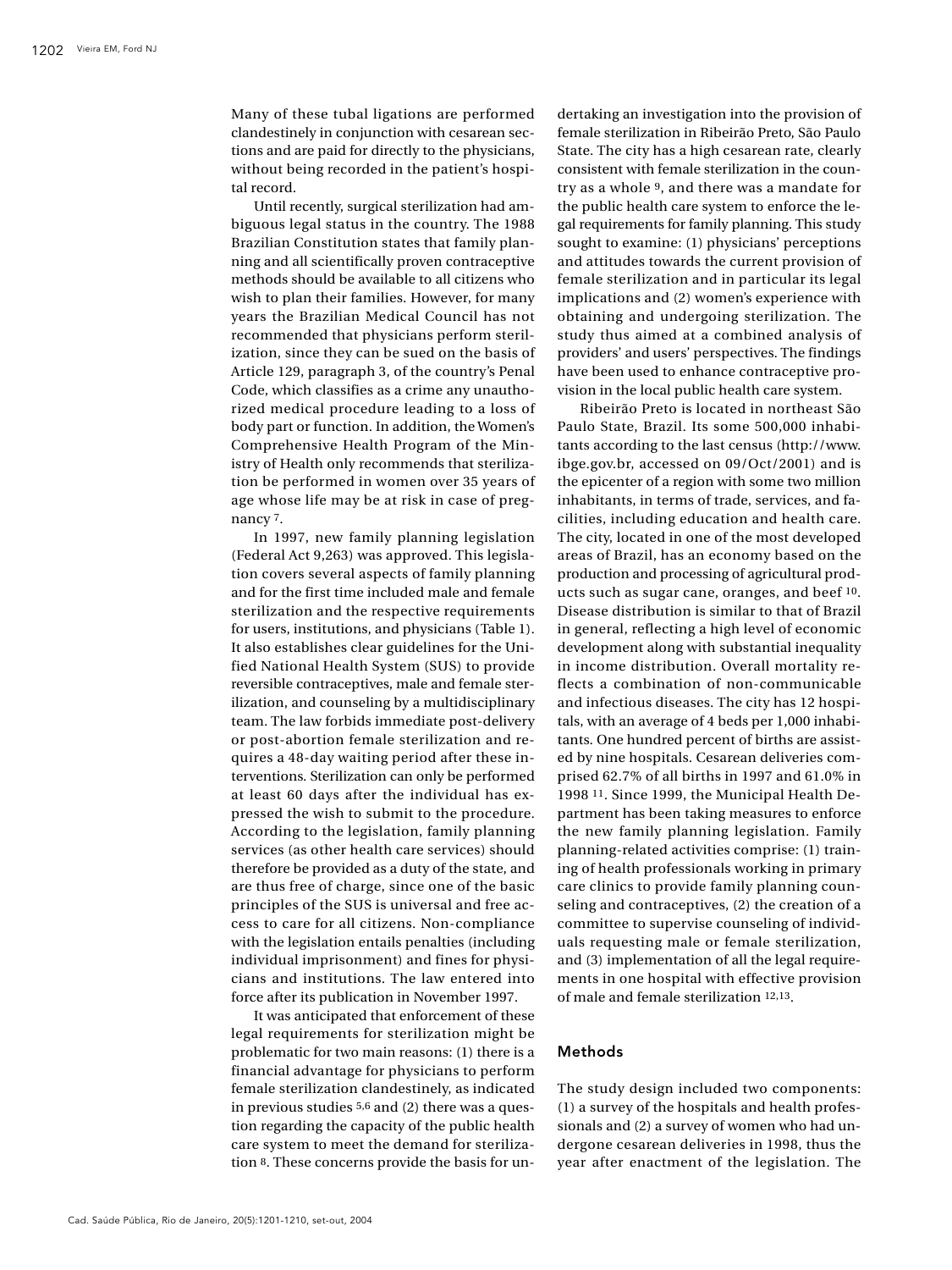Many of these tubal ligations are performed clandestinely in conjunction with cesarean sections and are paid for directly to the physicians, without being recorded in the patient's hospital record.

Until recently, surgical sterilization had ambiguous legal status in the country. The 1988 Brazilian Constitution states that family planning and all scientifically proven contraceptive methods should be available to all citizens who wish to plan their families. However, for many years the Brazilian Medical Council has not recommended that physicians perform sterilization, since they can be sued on the basis of Article 129, paragraph 3, of the country's Penal Code, which classifies as a crime any unauthorized medical procedure leading to a loss of body part or function. In addition, the Women's Comprehensive Health Program of the Ministry of Health only recommends that sterilization be performed in women over 35 years of age whose life may be at risk in case of pregnancy [7].

In 1997, new family planning legislation (Federal Act 9,263) was approved. This legislation covers several aspects of family planning and for the first time included male and female sterilization and the respective requirements for users, institutions, and physicians (Table 1). It also establishes clear guidelines for the Unified National Health System (SUS) to provide reversible contraceptives, male and female sterilization, and counseling by a multidisciplinary team. The law forbids immediate post-delivery or post-abortion female sterilization and requires a 48-day waiting period after these interventions. Sterilization can only be performed at least 60 days after the individual has expressed the wish to submit to the procedure. According to the legislation, family planning services (as other health care services) should therefore be provided as a duty of the state, and are thus free of charge, since one of the basic principles of the SUS is universal and free access to care for all citizens. Non-compliance with the legislation entails penalties (including individual imprisonment) and fines for physicians and institutions. The law entered into force after its publication in November 1997.

It was anticipated that enforcement of these legal requirements for sterilization might be problematic for two main reasons: (1) there is a financial advantage for physicians to perform female sterilization clandestinely, as indicated in previous studies [5,6] and (2) there was a question regarding the capacity of the public health care system to meet the demand for sterilization [8]. These concerns provide the basis for undertaking an investigation into the provision of female sterilization in Ribeirão Preto, São Paulo State. The city has a high cesarean rate, clearly consistent with female sterilization in the country as a whole [9], and there was a mandate for the public health care system to enforce the legal requirements for family planning. This study sought to examine: (1) physicians' perceptions and attitudes towards the current provision of female sterilization and in particular its legal implications and (2) women's experience with obtaining and undergoing sterilization. The study thus aimed at a combined analysis of providers' and users' perspectives. The findings have been used to enhance contraceptive provision in the local public health care system.

Ribeirão Preto is located in northeast São Paulo State, Brazil. Its some 500,000 inhabitants according to the last census (http://www.ibge.gov.br, accessed on 09/Oct/2001) and is the epicenter of a region with some two million inhabitants, in terms of trade, services, and facilities, including education and health care. The city, located in one of the most developed areas of Brazil, has an economy based on the production and processing of agricultural products such as sugar cane, oranges, and beef [10]. Disease distribution is similar to that of Brazil in general, reflecting a high level of economic development along with substantial inequality in income distribution. Overall mortality reflects a combination of non-communicable and infectious diseases. The city has 12 hospitals, with an average of 4 beds per 1,000 inhabitants. One hundred percent of births are assisted by nine hospitals. Cesarean deliveries comprised 62.7% of all births in 1997 and 61.0% in 1998 [11]. Since 1999, the Municipal Health Department has been taking measures to enforce the new family planning legislation. Family planning-related activities comprise: (1) training of health professionals working in primary care clinics to provide family planning counseling and contraceptives, (2) the creation of a committee to supervise counseling of individuals requesting male or female sterilization, and (3) implementation of all the legal requirements in one hospital with effective provision of male and female sterilization [12,13].

## Methods

The study design included two components: (1) a survey of the hospitals and health professionals and (2) a survey of women who had undergone cesarean deliveries in 1998, thus the year after enactment of the legislation. The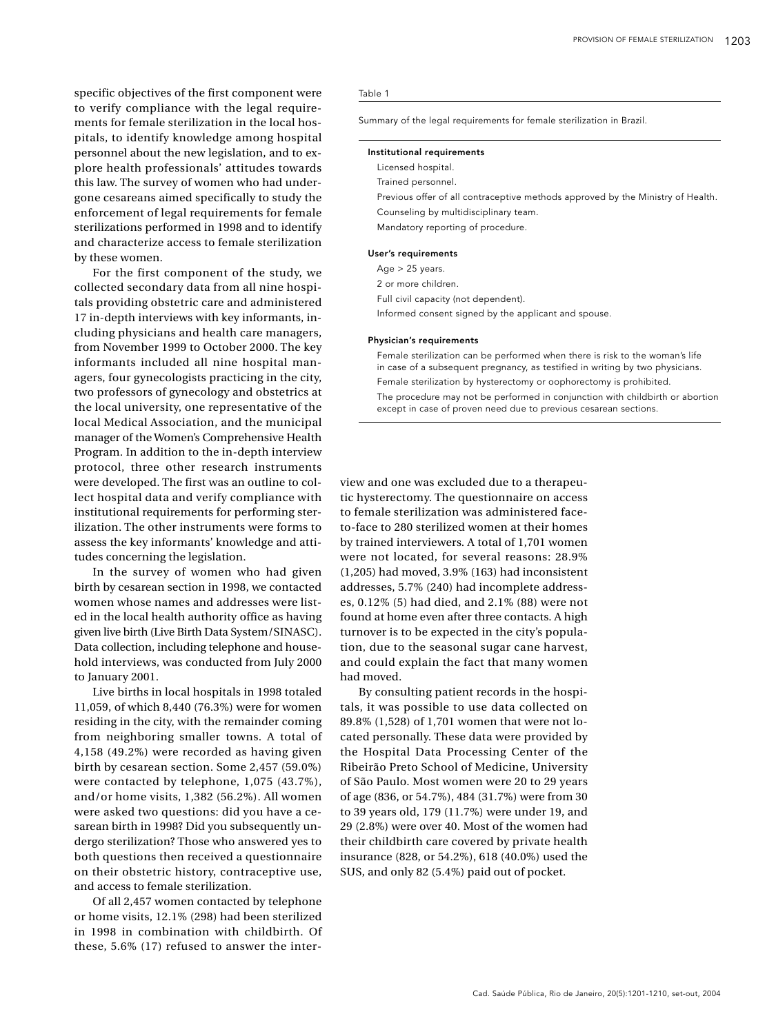specific objectives of the first component were to verify compliance with the legal requirements for female sterilization in the local hospitals, to identify knowledge among hospital personnel about the new legislation, and to explore health professionals' attitudes towards this law. The survey of women who had undergone cesareans aimed specifically to study the enforcement of legal requirements for female sterilizations performed in 1998 and to identify and characterize access to female sterilization by these women.

For the first component of the study, we collected secondary data from all nine hospitals providing obstetric care and administered 17 in-depth interviews with key informants, including physicians and health care managers, from November 1999 to October 2000. The key informants included all nine hospital managers, four gynecologists practicing in the city, two professors of gynecology and obstetrics at the local university, one representative of the local Medical Association, and the municipal manager of the Women's Comprehensive Health Program. In addition to the in-depth interview protocol, three other research instruments were developed. The first was an outline to collect hospital data and verify compliance with institutional requirements for performing sterilization. The other instruments were forms to assess the key informants' knowledge and attitudes concerning the legislation.

In the survey of women who had given birth by cesarean section in 1998, we contacted women whose names and addresses were listed in the local health authority office as having given live birth (Live Birth Data System/SINASC). Data collection, including telephone and household interviews, was conducted from July 2000 to January 2001.

Live births in local hospitals in 1998 totaled 11,059, of which 8,440 (76.3%) were for women residing in the city, with the remainder coming from neighboring smaller towns. A total of 4,158 (49.2%) were recorded as having given birth by cesarean section. Some 2,457 (59.0%) were contacted by telephone, 1,075 (43.7%), and/or home visits, 1,382 (56.2%). All women were asked two questions: did you have a cesarean birth in 1998? Did you subsequently undergo sterilization? Those who answered yes to both questions then received a questionnaire on their obstetric history, contraceptive use, and access to female sterilization.

Of all 2,457 women contacted by telephone or home visits, 12.1% (298) had been sterilized in 1998 in combination with childbirth. Of these, 5.6% (17) refused to answer the interview and one was excluded due to a therapeutic hysterectomy. The questionnaire on access to female sterilization was administered face-to-face to 280 sterilized women at their homes by trained interviewers. A total of 1,701 women were not located, for several reasons: 28.9% (1,205) had moved, 3.9% (163) had inconsistent addresses, 5.7% (240) had incomplete addresses, 0.12% (5) had died, and 2.1% (88) were not found at home even after three contacts. A high turnover is to be expected in the city's population, due to the seasonal sugar cane harvest, and could explain the fact that many women had moved.

By consulting patient records in the hospitals, it was possible to use data collected on 89.8% (1,528) of 1,701 women that were not located personally. These data were provided by the Hospital Data Processing Center of the Ribeirão Preto School of Medicine, University of São Paulo. Most women were 20 to 29 years of age (836, or 54.7%), 484 (31.7%) were from 30 to 39 years old, 179 (11.7%) were under 19, and 29 (2.8%) were over 40. Most of the women had their childbirth care covered by private health insurance (828, or 54.2%), 618 (40.0%) used the SUS, and only 82 (5.4%) paid out of pocket.

Table 1

Summary of the legal requirements for female sterilization in Brazil.

| |
|---|
| **Institutional requirements** |
| Licensed hospital. |
| Trained personnel. |
| Previous offer of all contraceptive methods approved by the Ministry of Health. |
| Counseling by multidisciplinary team. |
| Mandatory reporting of procedure. |
| **User's requirements** |
| Age > 25 years. |
| 2 or more children. |
| Full civil capacity (not dependent). |
| Informed consent signed by the applicant and spouse. |
| **Physician's requirements** |
| Female sterilization can be performed when there is risk to the woman's life in case of a subsequent pregnancy, as testified in writing by two physicians. |
| Female sterilization by hysterectomy or oophorectomy is prohibited. |
| The procedure may not be performed in conjunction with childbirth or abortion except in case of proven need due to previous cesarean sections. |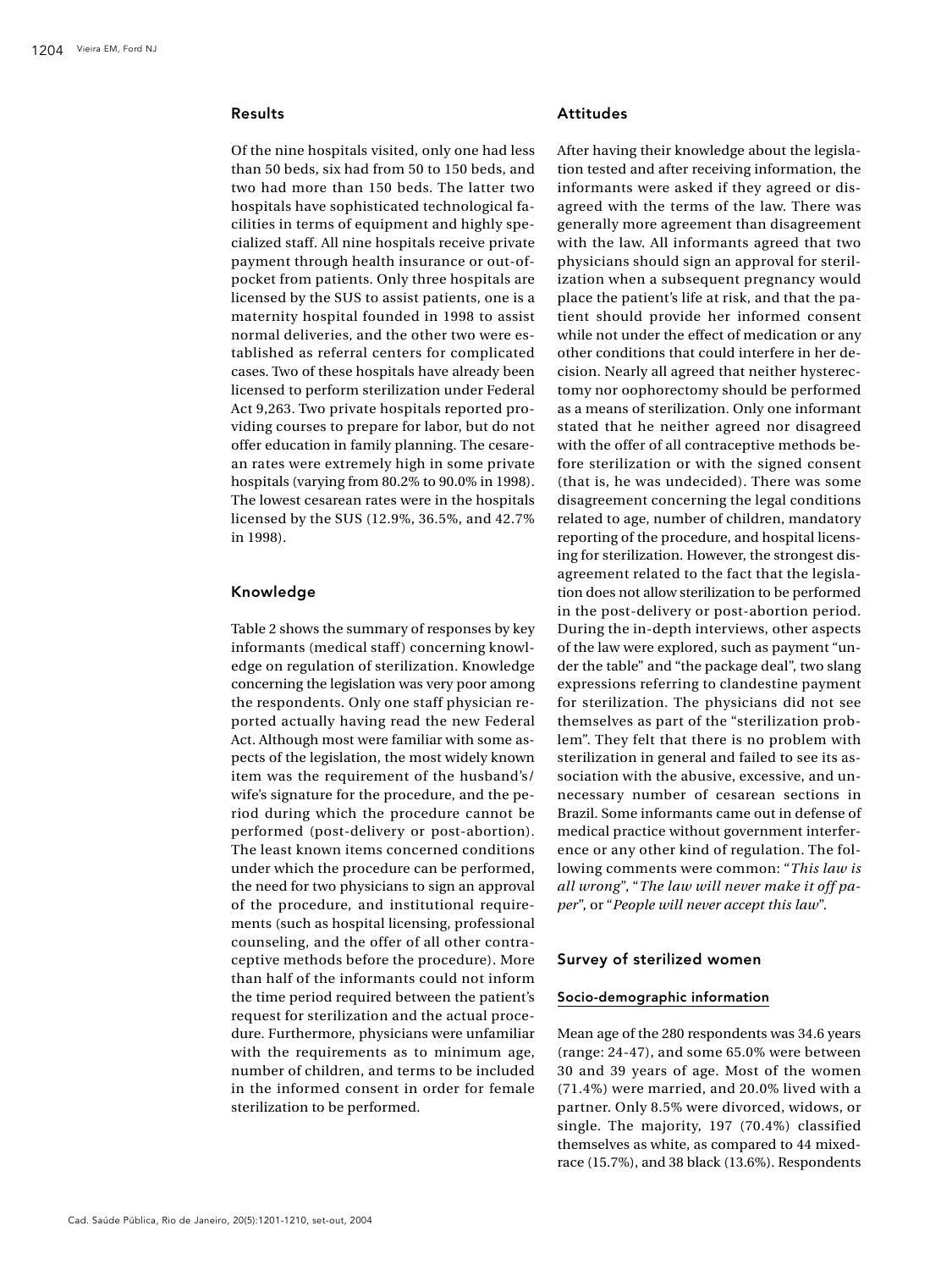## Results

Of the nine hospitals visited, only one had less than 50 beds, six had from 50 to 150 beds, and two had more than 150 beds. The latter two hospitals have sophisticated technological facilities in terms of equipment and highly specialized staff. All nine hospitals receive private payment through health insurance or out-of-pocket from patients. Only three hospitals are licensed by the SUS to assist patients, one is a maternity hospital founded in 1998 to assist normal deliveries, and the other two were established as referral centers for complicated cases. Two of these hospitals have already been licensed to perform sterilization under Federal Act 9,263. Two private hospitals reported providing courses to prepare for labor, but do not offer education in family planning. The cesarean rates were extremely high in some private hospitals (varying from 80.2% to 90.0% in 1998). The lowest cesarean rates were in the hospitals licensed by the SUS (12.9%, 36.5%, and 42.7% in 1998).

## Knowledge

Table 2 shows the summary of responses by key informants (medical staff) concerning knowledge on regulation of sterilization. Knowledge concerning the legislation was very poor among the respondents. Only one staff physician reported actually having read the new Federal Act. Although most were familiar with some aspects of the legislation, the most widely known item was the requirement of the husband's/wife's signature for the procedure, and the period during which the procedure cannot be performed (post-delivery or post-abortion). The least known items concerned conditions under which the procedure can be performed, the need for two physicians to sign an approval of the procedure, and institutional requirements (such as hospital licensing, professional counseling, and the offer of all other contraceptive methods before the procedure). More than half of the informants could not inform the time period required between the patient's request for sterilization and the actual procedure. Furthermore, physicians were unfamiliar with the requirements as to minimum age, number of children, and terms to be included in the informed consent in order for female sterilization to be performed.

## Attitudes

After having their knowledge about the legislation tested and after receiving information, the informants were asked if they agreed or disagreed with the terms of the law. There was generally more agreement than disagreement with the law. All informants agreed that two physicians should sign an approval for sterilization when a subsequent pregnancy would place the patient's life at risk, and that the patient should provide her informed consent while not under the effect of medication or any other conditions that could interfere in her decision. Nearly all agreed that neither hysterectomy nor oophorectomy should be performed as a means of sterilization. Only one informant stated that he neither agreed nor disagreed with the offer of all contraceptive methods before sterilization or with the signed consent (that is, he was undecided). There was some disagreement concerning the legal conditions related to age, number of children, mandatory reporting of the procedure, and hospital licensing for sterilization. However, the strongest disagreement related to the fact that the legislation does not allow sterilization to be performed in the post-delivery or post-abortion period. During the in-depth interviews, other aspects of the law were explored, such as payment "under the table" and "the package deal", two slang expressions referring to clandestine payment for sterilization. The physicians did not see themselves as part of the "sterilization problem". They felt that there is no problem with sterilization in general and failed to see its association with the abusive, excessive, and unnecessary number of cesarean sections in Brazil. Some informants came out in defense of medical practice without government interference or any other kind of regulation. The following comments were common: "*This law is all wrong*", "*The law will never make it off paper*", or "*People will never accept this law*".

## Survey of sterilized women

### Socio-demographic information

Mean age of the 280 respondents was 34.6 years (range: 24-47), and some 65.0% were between 30 and 39 years of age. Most of the women (71.4%) were married, and 20.0% lived with a partner. Only 8.5% were divorced, widows, or single. The majority, 197 (70.4%) classified themselves as white, as compared to 44 mixed-race (15.7%), and 38 black (13.6%). Respondents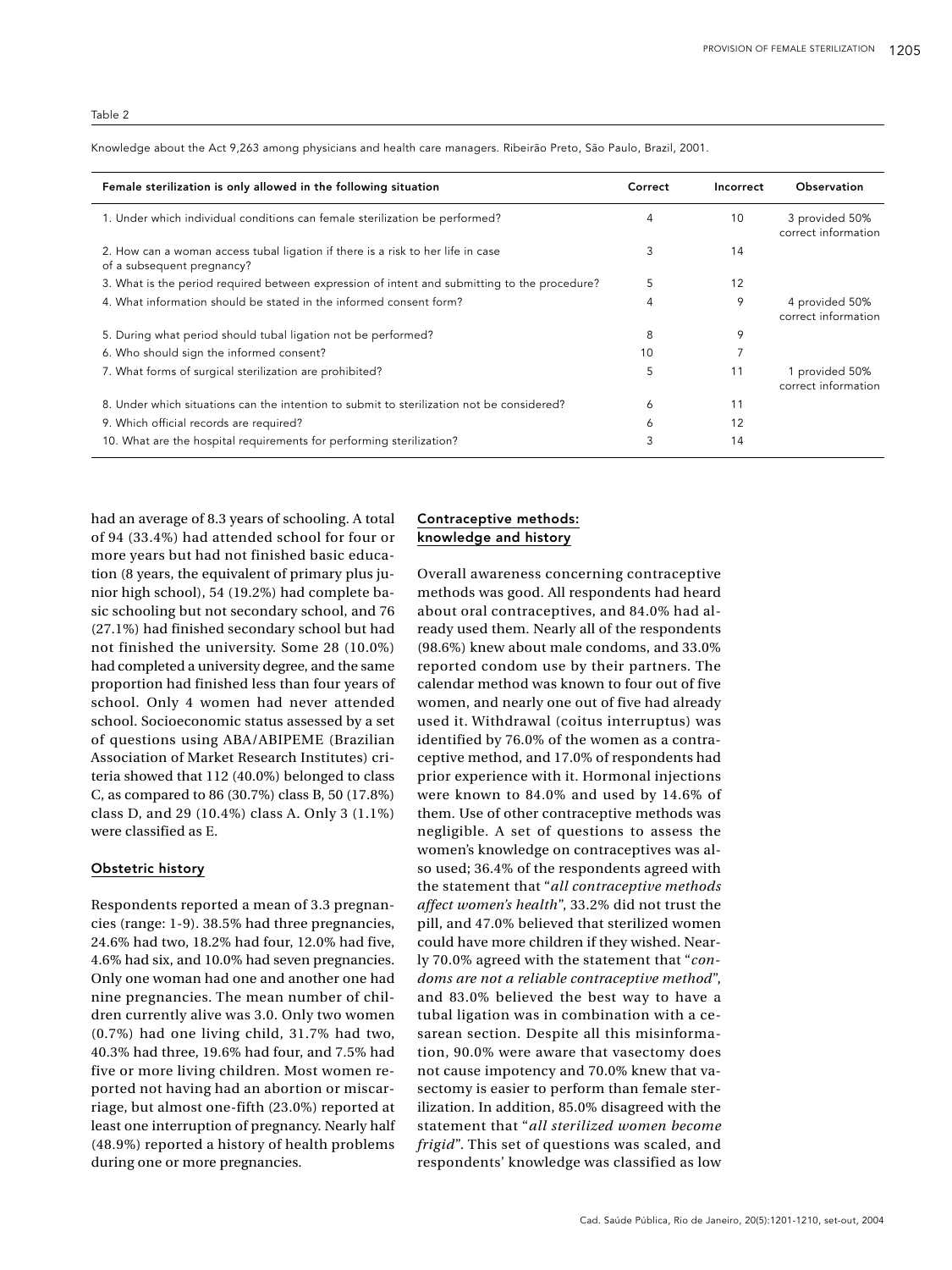Table 2

Knowledge about the Act 9,263 among physicians and health care managers. Ribeirão Preto, São Paulo, Brazil, 2001.

| Female sterilization is only allowed in the following situation | Correct | Incorrect | Observation |
|---|---|---|---|
| 1. Under which individual conditions can female sterilization be performed? | 4 | 10 | 3 provided 50% correct information |
| 2. How can a woman access tubal ligation if there is a risk to her life in case of a subsequent pregnancy? | 3 | 14 | |
| 3. What is the period required between expression of intent and submitting to the procedure? | 5 | 12 | |
| 4. What information should be stated in the informed consent form? | 4 | 9 | 4 provided 50% correct information |
| 5. During what period should tubal ligation not be performed? | 8 | 9 | |
| 6. Who should sign the informed consent? | 10 | 7 | |
| 7. What forms of surgical sterilization are prohibited? | 5 | 11 | 1 provided 50% correct information |
| 8. Under which situations can the intention to submit to sterilization not be considered? | 6 | 11 | |
| 9. Which official records are required? | 6 | 12 | |
| 10. What are the hospital requirements for performing sterilization? | 3 | 14 | |

had an average of 8.3 years of schooling. A total of 94 (33.4%) had attended school for four or more years but had not finished basic education (8 years, the equivalent of primary plus junior high school), 54 (19.2%) had complete basic schooling but not secondary school, and 76 (27.1%) had finished secondary school but had not finished the university. Some 28 (10.0%) had completed a university degree, and the same proportion had finished less than four years of school. Only 4 women had never attended school. Socioeconomic status assessed by a set of questions using ABA/ABIPEME (Brazilian Association of Market Research Institutes) criteria showed that 112 (40.0%) belonged to class C, as compared to 86 (30.7%) class B, 50 (17.8%) class D, and 29 (10.4%) class A. Only 3 (1.1%) were classified as E.

## Obstetric history

Respondents reported a mean of 3.3 pregnancies (range: 1-9). 38.5% had three pregnancies, 24.6% had two, 18.2% had four, 12.0% had five, 4.6% had six, and 10.0% had seven pregnancies. Only one woman had one and another one had nine pregnancies. The mean number of children currently alive was 3.0. Only two women (0.7%) had one living child, 31.7% had two, 40.3% had three, 19.6% had four, and 7.5% had five or more living children. Most women reported not having had an abortion or miscarriage, but almost one-fifth (23.0%) reported at least one interruption of pregnancy. Nearly half (48.9%) reported a history of health problems during one or more pregnancies.

## Contraceptive methods: knowledge and history

Overall awareness concerning contraceptive methods was good. All respondents had heard about oral contraceptives, and 84.0% had already used them. Nearly all of the respondents (98.6%) knew about male condoms, and 33.0% reported condom use by their partners. The calendar method was known to four out of five women, and nearly one out of five had already used it. Withdrawal (coitus interruptus) was identified by 76.0% of the women as a contraceptive method, and 17.0% of respondents had prior experience with it. Hormonal injections were known to 84.0% and used by 14.6% of them. Use of other contraceptive methods was negligible. A set of questions to assess the women's knowledge on contraceptives was also used; 36.4% of the respondents agreed with the statement that "*all contraceptive methods affect women's health*", 33.2% did not trust the pill, and 47.0% believed that sterilized women could have more children if they wished. Nearly 70.0% agreed with the statement that "*condoms are not a reliable contraceptive method*", and 83.0% believed the best way to have a tubal ligation was in combination with a cesarean section. Despite all this misinformation, 90.0% were aware that vasectomy does not cause impotency and 70.0% knew that vasectomy is easier to perform than female sterilization. In addition, 85.0% disagreed with the statement that "*all sterilized women become frigid*". This set of questions was scaled, and respondents' knowledge was classified as low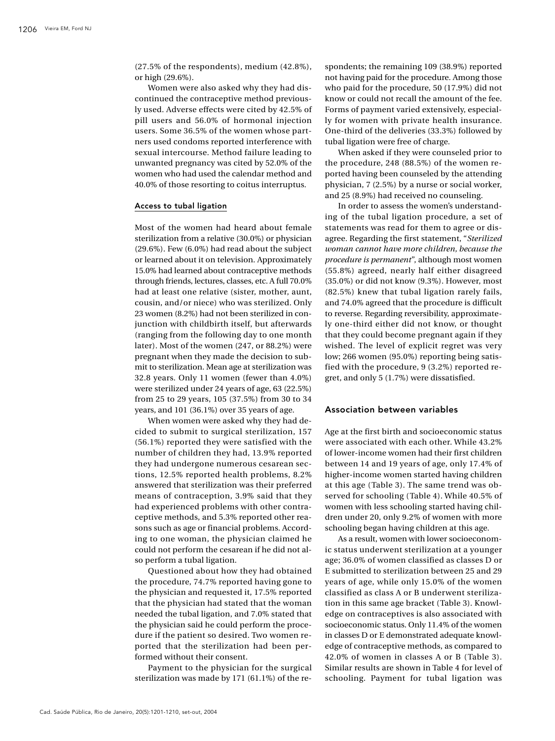(27.5% of the respondents), medium (42.8%), or high (29.6%).

Women were also asked why they had discontinued the contraceptive method previously used. Adverse effects were cited by 42.5% of pill users and 56.0% of hormonal injection users. Some 36.5% of the women whose partners used condoms reported interference with sexual intercourse. Method failure leading to unwanted pregnancy was cited by 52.0% of the women who had used the calendar method and 40.0% of those resorting to coitus interruptus.

### Access to tubal ligation

Most of the women had heard about female sterilization from a relative (30.0%) or physician (29.6%). Few (6.0%) had read about the subject or learned about it on television. Approximately 15.0% had learned about contraceptive methods through friends, lectures, classes, etc. A full 70.0% had at least one relative (sister, mother, aunt, cousin, and/or niece) who was sterilized. Only 23 women (8.2%) had not been sterilized in conjunction with childbirth itself, but afterwards (ranging from the following day to one month later). Most of the women (247, or 88.2%) were pregnant when they made the decision to submit to sterilization. Mean age at sterilization was 32.8 years. Only 11 women (fewer than 4.0%) were sterilized under 24 years of age, 63 (22.5%) from 25 to 29 years, 105 (37.5%) from 30 to 34 years, and 101 (36.1%) over 35 years of age.

When women were asked why they had decided to submit to surgical sterilization, 157 (56.1%) reported they were satisfied with the number of children they had, 13.9% reported they had undergone numerous cesarean sections, 12.5% reported health problems, 8.2% answered that sterilization was their preferred means of contraception, 3.9% said that they had experienced problems with other contraceptive methods, and 5.3% reported other reasons such as age or financial problems. According to one woman, the physician claimed he could not perform the cesarean if he did not also perform a tubal ligation.

Questioned about how they had obtained the procedure, 74.7% reported having gone to the physician and requested it, 17.5% reported that the physician had stated that the woman needed the tubal ligation, and 7.0% stated that the physician said he could perform the procedure if the patient so desired. Two women reported that the sterilization had been performed without their consent.

Payment to the physician for the surgical sterilization was made by 171 (61.1%) of the respondents; the remaining 109 (38.9%) reported not having paid for the procedure. Among those who paid for the procedure, 50 (17.9%) did not know or could not recall the amount of the fee. Forms of payment varied extensively, especially for women with private health insurance. One-third of the deliveries (33.3%) followed by tubal ligation were free of charge.

When asked if they were counseled prior to the procedure, 248 (88.5%) of the women reported having been counseled by the attending physician, 7 (2.5%) by a nurse or social worker, and 25 (8.9%) had received no counseling.

In order to assess the women's understanding of the tubal ligation procedure, a set of statements was read for them to agree or disagree. Regarding the first statement, "*Sterilized woman cannot have more children, because the procedure is permanent*", although most women (55.8%) agreed, nearly half either disagreed (35.0%) or did not know (9.3%). However, most (82.5%) knew that tubal ligation rarely fails, and 74.0% agreed that the procedure is difficult to reverse. Regarding reversibility, approximately one-third either did not know, or thought that they could become pregnant again if they wished. The level of explicit regret was very low; 266 women (95.0%) reporting being satisfied with the procedure, 9 (3.2%) reported regret, and only 5 (1.7%) were dissatisfied.

## Association between variables

Age at the first birth and socioeconomic status were associated with each other. While 43.2% of lower-income women had their first children between 14 and 19 years of age, only 17.4% of higher-income women started having children at this age (Table 3). The same trend was observed for schooling (Table 4). While 40.5% of women with less schooling started having children under 20, only 9.2% of women with more schooling began having children at this age.

As a result, women with lower socioeconomic status underwent sterilization at a younger age; 36.0% of women classified as classes D or E submitted to sterilization between 25 and 29 years of age, while only 15.0% of the women classified as class A or B underwent sterilization in this same age bracket (Table 3). Knowledge on contraceptives is also associated with socioeconomic status. Only 11.4% of the women in classes D or E demonstrated adequate knowledge of contraceptive methods, as compared to 42.0% of women in classes A or B (Table 3). Similar results are shown in Table 4 for level of schooling. Payment for tubal ligation was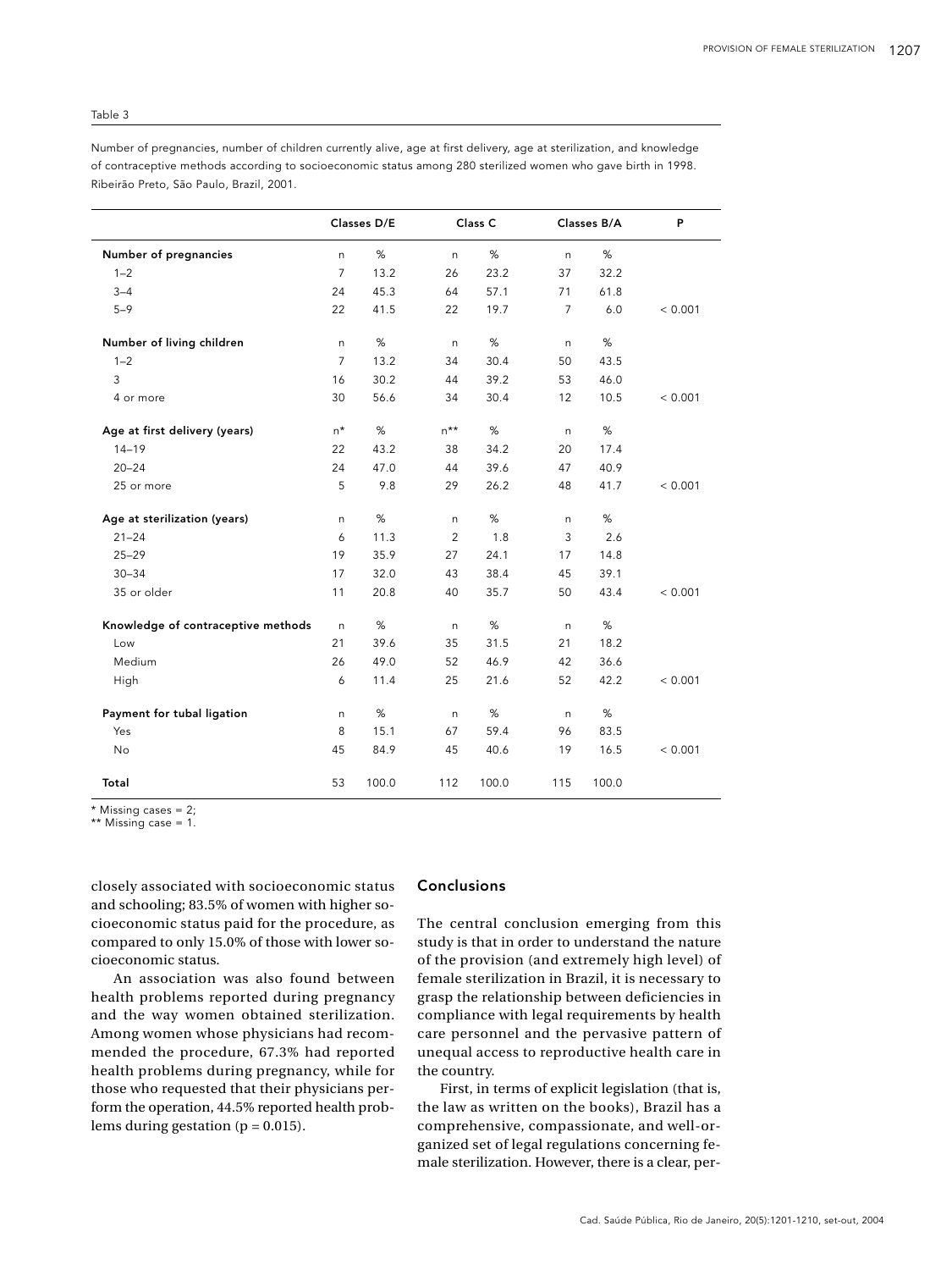Table 3

Number of pregnancies, number of children currently alive, age at first delivery, age at sterilization, and knowledge of contraceptive methods according to socioeconomic status among 280 sterilized women who gave birth in 1998. Ribeirão Preto, São Paulo, Brazil, 2001.

| | Classes D/E | | Class C | | Classes B/A | | P |
|---|---|---|---|---|---|---|---|
| **Number of pregnancies** | n | % | n | % | n | % | |
| 1–2 | 7 | 13.2 | 26 | 23.2 | 37 | 32.2 | |
| 3–4 | 24 | 45.3 | 64 | 57.1 | 71 | 61.8 | |
| 5–9 | 22 | 41.5 | 22 | 19.7 | 7 | 6.0 | < 0.001 |
| **Number of living children** | n | % | n | % | n | % | |
| 1–2 | 7 | 13.2 | 34 | 30.4 | 50 | 43.5 | |
| 3 | 16 | 30.2 | 44 | 39.2 | 53 | 46.0 | |
| 4 or more | 30 | 56.6 | 34 | 30.4 | 12 | 10.5 | < 0.001 |
| **Age at first delivery (years)** | n* | % | n** | % | n | % | |
| 14–19 | 22 | 43.2 | 38 | 34.2 | 20 | 17.4 | |
| 20–24 | 24 | 47.0 | 44 | 39.6 | 47 | 40.9 | |
| 25 or more | 5 | 9.8 | 29 | 26.2 | 48 | 41.7 | < 0.001 |
| **Age at sterilization (years)** | n | % | n | % | n | % | |
| 21–24 | 6 | 11.3 | 2 | 1.8 | 3 | 2.6 | |
| 25–29 | 19 | 35.9 | 27 | 24.1 | 17 | 14.8 | |
| 30–34 | 17 | 32.0 | 43 | 38.4 | 45 | 39.1 | |
| 35 or older | 11 | 20.8 | 40 | 35.7 | 50 | 43.4 | < 0.001 |
| **Knowledge of contraceptive methods** | n | % | n | % | n | % | |
| Low | 21 | 39.6 | 35 | 31.5 | 21 | 18.2 | |
| Medium | 26 | 49.0 | 52 | 46.9 | 42 | 36.6 | |
| High | 6 | 11.4 | 25 | 21.6 | 52 | 42.2 | < 0.001 |
| **Payment for tubal ligation** | n | % | n | % | n | % | |
| Yes | 8 | 15.1 | 67 | 59.4 | 96 | 83.5 | |
| No | 45 | 84.9 | 45 | 40.6 | 19 | 16.5 | < 0.001 |
| **Total** | 53 | 100.0 | 112 | 100.0 | 115 | 100.0 | |

* Missing cases = 2;
** Missing case = 1.

closely associated with socioeconomic status and schooling; 83.5% of women with higher socioeconomic status paid for the procedure, as compared to only 15.0% of those with lower socioeconomic status.

An association was also found between health problems reported during pregnancy and the way women obtained sterilization. Among women whose physicians had recommended the procedure, 67.3% had reported health problems during pregnancy, while for those who requested that their physicians perform the operation, 44.5% reported health problems during gestation ($p = 0.015$).

## Conclusions

The central conclusion emerging from this study is that in order to understand the nature of the provision (and extremely high level) of female sterilization in Brazil, it is necessary to grasp the relationship between deficiencies in compliance with legal requirements by health care personnel and the pervasive pattern of unequal access to reproductive health care in the country.

First, in terms of explicit legislation (that is, the law as written on the books), Brazil has a comprehensive, compassionate, and well-organized set of legal regulations concerning female sterilization. However, there is a clear, per-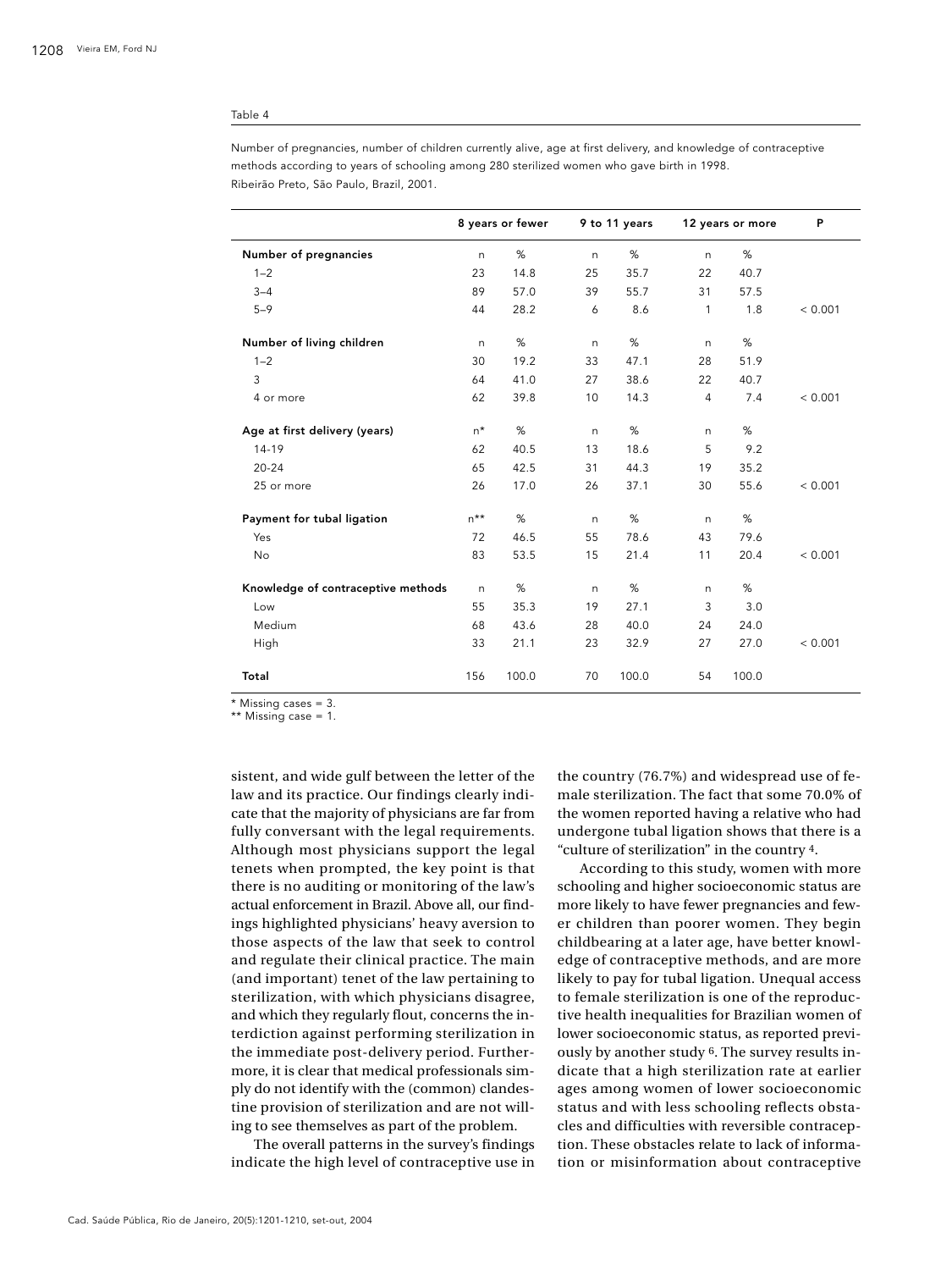Table 4

Number of pregnancies, number of children currently alive, age at first delivery, and knowledge of contraceptive methods according to years of schooling among 280 sterilized women who gave birth in 1998. Ribeirão Preto, São Paulo, Brazil, 2001.

| | 8 years or fewer | | 9 to 11 years | | 12 years or more | | P |
|---|---|---|---|---|---|---|---|
| **Number of pregnancies** | n | % | n | % | n | % | |
| 1–2 | 23 | 14.8 | 25 | 35.7 | 22 | 40.7 | |
| 3–4 | 89 | 57.0 | 39 | 55.7 | 31 | 57.5 | |
| 5–9 | 44 | 28.2 | 6 | 8.6 | 1 | 1.8 | < 0.001 |
| **Number of living children** | n | % | n | % | n | % | |
| 1–2 | 30 | 19.2 | 33 | 47.1 | 28 | 51.9 | |
| 3 | 64 | 41.0 | 27 | 38.6 | 22 | 40.7 | |
| 4 or more | 62 | 39.8 | 10 | 14.3 | 4 | 7.4 | < 0.001 |
| **Age at first delivery (years)** | n* | % | n | % | n | % | |
| 14-19 | 62 | 40.5 | 13 | 18.6 | 5 | 9.2 | |
| 20-24 | 65 | 42.5 | 31 | 44.3 | 19 | 35.2 | |
| 25 or more | 26 | 17.0 | 26 | 37.1 | 30 | 55.6 | < 0.001 |
| **Payment for tubal ligation** | n** | % | n | % | n | % | |
| Yes | 72 | 46.5 | 55 | 78.6 | 43 | 79.6 | |
| No | 83 | 53.5 | 15 | 21.4 | 11 | 20.4 | < 0.001 |
| **Knowledge of contraceptive methods** | n | % | n | % | n | % | |
| Low | 55 | 35.3 | 19 | 27.1 | 3 | 3.0 | |
| Medium | 68 | 43.6 | 28 | 40.0 | 24 | 24.0 | |
| High | 33 | 21.1 | 23 | 32.9 | 27 | 27.0 | < 0.001 |
| **Total** | 156 | 100.0 | 70 | 100.0 | 54 | 100.0 | |

* Missing cases = 3.
** Missing case = 1.

sistent, and wide gulf between the letter of the law and its practice. Our findings clearly indicate that the majority of physicians are far from fully conversant with the legal requirements. Although most physicians support the legal tenets when prompted, the key point is that there is no auditing or monitoring of the law's actual enforcement in Brazil. Above all, our findings highlighted physicians' heavy aversion to those aspects of the law that seek to control and regulate their clinical practice. The main (and important) tenet of the law pertaining to sterilization, with which physicians disagree, and which they regularly flout, concerns the interdiction against performing sterilization in the immediate post-delivery period. Furthermore, it is clear that medical professionals simply do not identify with the (common) clandestine provision of sterilization and are not willing to see themselves as part of the problem.

The overall patterns in the survey's findings indicate the high level of contraceptive use in the country (76.7%) and widespread use of female sterilization. The fact that some 70.0% of the women reported having a relative who had undergone tubal ligation shows that there is a "culture of sterilization" in the country [4].

According to this study, women with more schooling and higher socioeconomic status are more likely to have fewer pregnancies and fewer children than poorer women. They begin childbearing at a later age, have better knowledge of contraceptive methods, and are more likely to pay for tubal ligation. Unequal access to female sterilization is one of the reproductive health inequalities for Brazilian women of lower socioeconomic status, as reported previously by another study [6]. The survey results indicate that a high sterilization rate at earlier ages among women of lower socioeconomic status and with less schooling reflects obstacles and difficulties with reversible contraception. These obstacles relate to lack of information or misinformation about contraceptive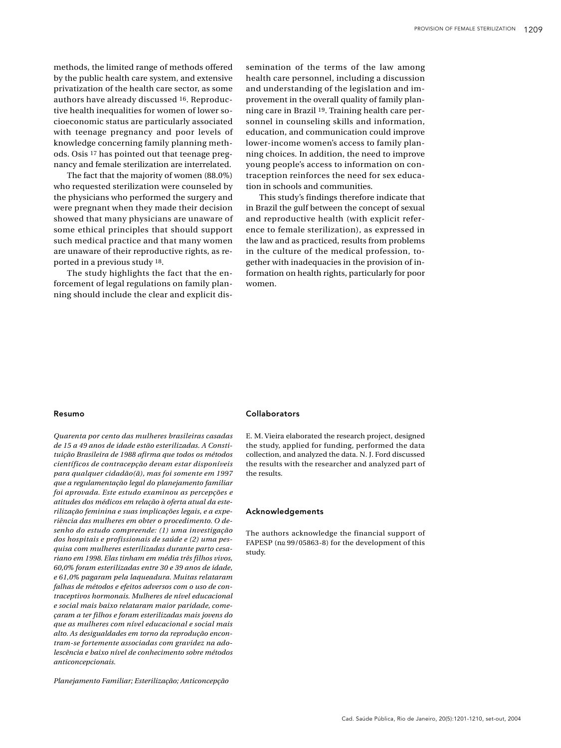methods, the limited range of methods offered by the public health care system, and extensive privatization of the health care sector, as some authors have already discussed [16]. Reproductive health inequalities for women of lower socioeconomic status are particularly associated with teenage pregnancy and poor levels of knowledge concerning family planning methods. Osis [17] has pointed out that teenage pregnancy and female sterilization are interrelated.

The fact that the majority of women (88.0%) who requested sterilization were counseled by the physicians who performed the surgery and were pregnant when they made their decision showed that many physicians are unaware of some ethical principles that should support such medical practice and that many women are unaware of their reproductive rights, as reported in a previous study [18].

The study highlights the fact that the enforcement of legal regulations on family planning should include the clear and explicit dissemination of the terms of the law among health care personnel, including a discussion and understanding of the legislation and improvement in the overall quality of family planning care in Brazil [19]. Training health care personnel in counseling skills and information, education, and communication could improve lower-income women's access to family planning choices. In addition, the need to improve young people's access to information on contraception reinforces the need for sex education in schools and communities.

This study's findings therefore indicate that in Brazil the gulf between the concept of sexual and reproductive health (with explicit reference to female sterilization), as expressed in the law and as practiced, results from problems in the culture of the medical profession, together with inadequacies in the provision of information on health rights, particularly for poor women.

## Resumo

*Quarenta por cento das mulheres brasileiras casadas de 15 a 49 anos de idade estão esterilizadas. A Constituição Brasileira de 1988 afirma que todos os métodos científicos de contracepção devam estar disponíveis para qualquer cidadão(ã), mas foi somente em 1997 que a regulamentação legal do planejamento familiar foi aprovada. Este estudo examinou as percepções e atitudes dos médicos em relação à oferta atual da esterilização feminina e suas implicações legais, e a experiência das mulheres em obter o procedimento. O desenho do estudo compreende: (1) uma investigação dos hospitais e profissionais de saúde e (2) uma pesquisa com mulheres esterilizadas durante parto cesariano em 1998. Elas tinham em média três filhos vivos, 60,0% foram esterilizadas entre 30 e 39 anos de idade, e 61,0% pagaram pela laqueadura. Muitas relataram falhas de métodos e efeitos adversos com o uso de contraceptivos hormonais. Mulheres de nível educacional e social mais baixo relataram maior paridade, começaram a ter filhos e foram esterilizadas mais jovens do que as mulheres com nível educacional e social mais alto. As desigualdades em torno da reprodução encontram-se fortemente associadas com gravidez na adolescência e baixo nível de conhecimento sobre métodos anticoncepcionais.*

*Planejamento Familiar; Esterilização; Anticoncepção*

## Collaborators

E. M. Vieira elaborated the research project, designed the study, applied for funding, performed the data collection, and analyzed the data. N. J. Ford discussed the results with the researcher and analyzed part of the results.

## Acknowledgements

The authors acknowledge the financial support of FAPESP (nº 99/05863-8) for the development of this study.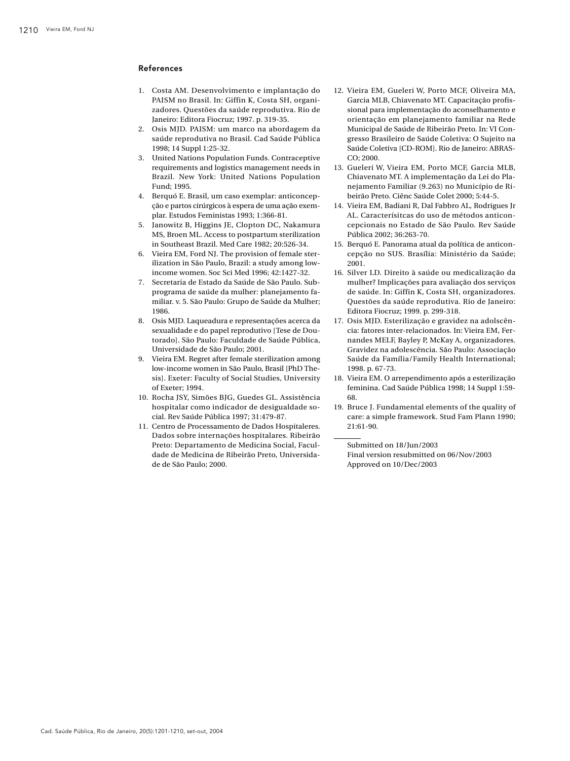## References

1. Costa AM. Desenvolvimento e implantação do PAISM no Brasil. In: Giffin K, Costa SH, organizadores. Questões da saúde reprodutiva. Rio de Janeiro: Editora Fiocruz; 1997. p. 319-35.
2. Osis MJD. PAISM: um marco na abordagem da saúde reprodutiva no Brasil. Cad Saúde Pública 1998; 14 Suppl 1:25-32.
3. United Nations Population Funds. Contraceptive requirements and logistics management needs in Brazil. New York: United Nations Population Fund; 1995.
4. Berquó E. Brasil, um caso exemplar: anticoncepção e partos cirúrgicos à espera de uma ação exemplar. Estudos Feministas 1993; 1:366-81.
5. Janowitz B, Higgins JE, Clopton DC, Nakamura MS, Broen ML. Access to postpartum sterilization in Southeast Brazil. Med Care 1982; 20:526-34.
6. Vieira EM, Ford NJ. The provision of female sterilization in São Paulo, Brazil: a study among low-income women. Soc Sci Med 1996; 42:1427-32.
7. Secretaria de Estado da Saúde de São Paulo. Subprograma de saúde da mulher: planejamento familiar. v. 5. São Paulo: Grupo de Saúde da Mulher; 1986.
8. Osis MJD. Laqueadura e representações acerca da sexualidade e do papel reprodutivo [Tese de Doutorado]. São Paulo: Faculdade de Saúde Pública, Universidade de São Paulo; 2001.
9. Vieira EM. Regret after female sterilization among low-income women in São Paulo, Brasil [PhD Thesis]. Exeter: Faculty of Social Studies, University of Exeter; 1994.
10. Rocha JSY, Simões BJG, Guedes GL. Assistência hospitalar como indicador de desigualdade social. Rev Saúde Pública 1997; 31:479-87.
11. Centro de Processamento de Dados Hospitaleres. Dados sobre internações hospitalares. Ribeirão Preto: Departamento de Medicina Social, Faculdade de Medicina de Ribeirão Preto, Universidade de São Paulo; 2000.
12. Vieira EM, Gueleri W, Porto MCF, Oliveira MA, Garcia MLB, Chiavenato MT. Capacitação profissional para implementação do aconselhamento e orientação em planejamento familiar na Rede Municipal de Saúde de Ribeirão Preto. In: VI Congresso Brasileiro de Saúde Coletiva: O Sujeito na Saúde Coletiva [CD-ROM]. Rio de Janeiro: ABRASCO; 2000.
13. Gueleri W, Vieira EM, Porto MCF, Garcia MLB, Chiavenato MT. A implementação da Lei do Planejamento Familiar (9.263) no Município de Ribeirão Preto. Ciênc Saúde Colet 2000; 5:44-5.
14. Vieira EM, Badiani R, Dal Fabbro AL, Rodrigues Jr AL. Caracterísitcas do uso de métodos anticoncepcionais no Estado de São Paulo. Rev Saúde Pública 2002; 36:263-70.
15. Berquó E. Panorama atual da política de anticoncepção no SUS. Brasília: Ministério da Saúde; 2001.
16. Silver LD. Direito à saúde ou medicalização da mulher? Implicações para avaliação dos serviços de saúde. In: Giffin K, Costa SH, organizadores. Questões da saúde reprodutiva. Rio de Janeiro: Editora Fiocruz; 1999. p. 299-318.
17. Osis MJD. Esterilização e gravidez na adolscência: fatores inter-relacionados. In: Vieira EM, Fernandes MELF, Bayley P, McKay A, organizadores. Gravidez na adolescência. São Paulo: Associação Saúde da Família/Family Health International; 1998. p. 67-73.
18. Vieira EM. O arrependimento após a esterilização feminina. Cad Saúde Pública 1998; 14 Suppl 1:59-68.
19. Bruce J. Fundamental elements of the quality of care: a simple framework. Stud Fam Plann 1990; 21:61-90.

Submitted on 18/Jun/2003
Final version resubmitted on 06/Nov/2003
Approved on 10/Dec/2003